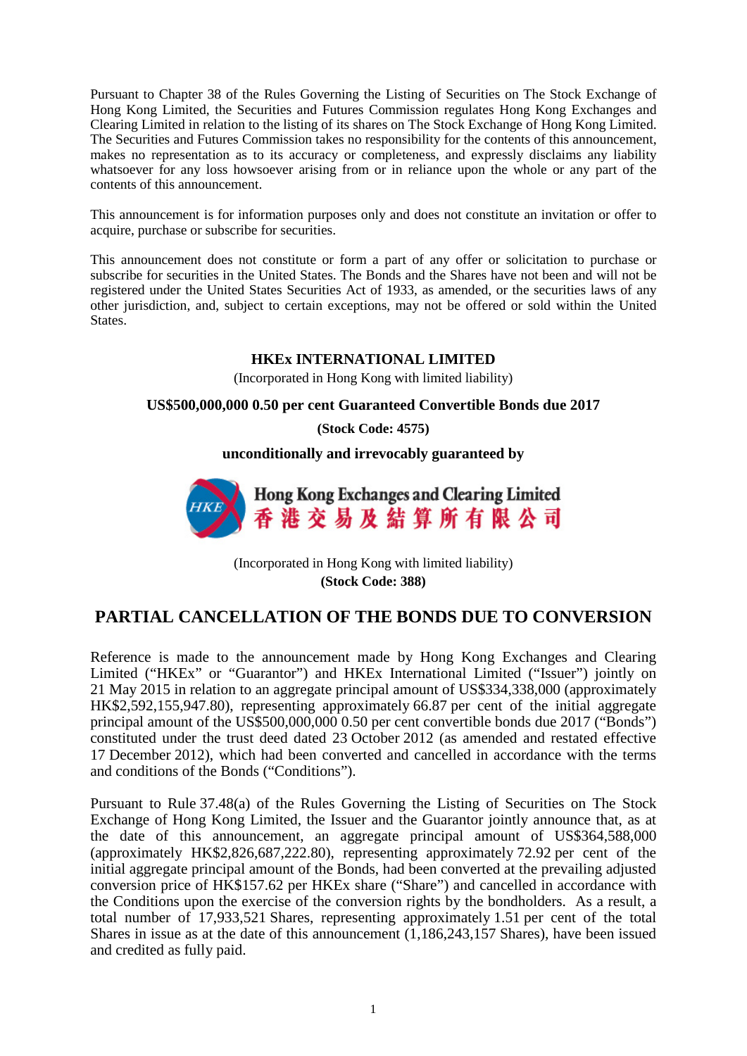Pursuant to Chapter 38 of the Rules Governing the Listing of Securities on The Stock Exchange of Hong Kong Limited, the Securities and Futures Commission regulates Hong Kong Exchanges and Clearing Limited in relation to the listing of its shares on The Stock Exchange of Hong Kong Limited. The Securities and Futures Commission takes no responsibility for the contents of this announcement, makes no representation as to its accuracy or completeness, and expressly disclaims any liability whatsoever for any loss howsoever arising from or in reliance upon the whole or any part of the contents of this announcement.

This announcement is for information purposes only and does not constitute an invitation or offer to acquire, purchase or subscribe for securities.

This announcement does not constitute or form a part of any offer or solicitation to purchase or subscribe for securities in the United States. The Bonds and the Shares have not been and will not be registered under the United States Securities Act of 1933, as amended, or the securities laws of any other jurisdiction, and, subject to certain exceptions, may not be offered or sold within the United States.

**HKEx INTERNATIONAL LIMITED**

(Incorporated in Hong Kong with limited liability)

**US$500,000,000 0.50 per cent Guaranteed Convertible Bonds due 2017**

**(Stock Code: 4575)**

**unconditionally and irrevocably guaranteed by**

**Hong Kong Exchanges and Clearing Limited**
**香港交易及結算所有限公司**

(Incorporated in Hong Kong with limited liability)

**(Stock Code: 388)**

## PARTIAL CANCELLATION OF THE BONDS DUE TO CONVERSION

Reference is made to the announcement made by Hong Kong Exchanges and Clearing Limited ("HKEx" or "Guarantor") and HKEx International Limited ("Issuer") jointly on 21 May 2015 in relation to an aggregate principal amount of US$334,338,000 (approximately HK$2,592,155,947.80), representing approximately 66.87 per cent of the initial aggregate principal amount of the US$500,000,000 0.50 per cent convertible bonds due 2017 ("Bonds") constituted under the trust deed dated 23 October 2012 (as amended and restated effective 17 December 2012), which had been converted and cancelled in accordance with the terms and conditions of the Bonds ("Conditions").

Pursuant to Rule 37.48(a) of the Rules Governing the Listing of Securities on The Stock Exchange of Hong Kong Limited, the Issuer and the Guarantor jointly announce that, as at the date of this announcement, an aggregate principal amount of US$364,588,000 (approximately HK$2,826,687,222.80), representing approximately 72.92 per cent of the initial aggregate principal amount of the Bonds, had been converted at the prevailing adjusted conversion price of HK$157.62 per HKEx share ("Share") and cancelled in accordance with the Conditions upon the exercise of the conversion rights by the bondholders. As a result, a total number of 17,933,521 Shares, representing approximately 1.51 per cent of the total Shares in issue as at the date of this announcement (1,186,243,157 Shares), have been issued and credited as fully paid.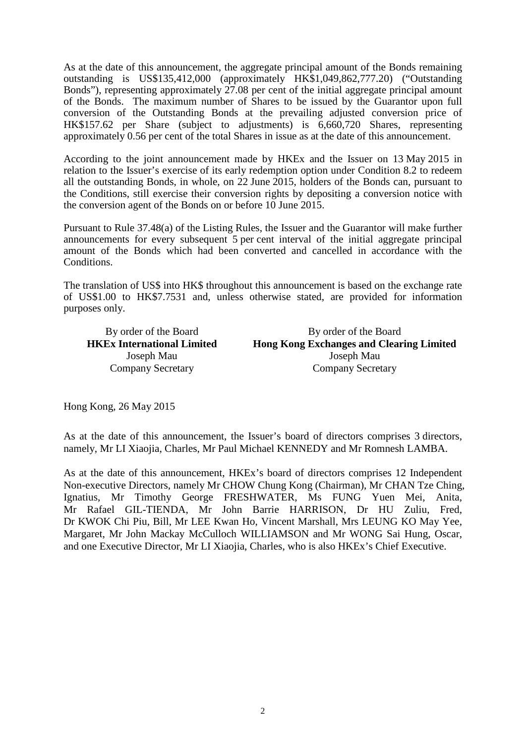As at the date of this announcement, the aggregate principal amount of the Bonds remaining outstanding is US$135,412,000 (approximately HK$1,049,862,777.20) ("Outstanding Bonds"), representing approximately 27.08 per cent of the initial aggregate principal amount of the Bonds. The maximum number of Shares to be issued by the Guarantor upon full conversion of the Outstanding Bonds at the prevailing adjusted conversion price of HK$157.62 per Share (subject to adjustments) is 6,660,720 Shares, representing approximately 0.56 per cent of the total Shares in issue as at the date of this announcement.

According to the joint announcement made by HKEx and the Issuer on 13 May 2015 in relation to the Issuer's exercise of its early redemption option under Condition 8.2 to redeem all the outstanding Bonds, in whole, on 22 June 2015, holders of the Bonds can, pursuant to the Conditions, still exercise their conversion rights by depositing a conversion notice with the conversion agent of the Bonds on or before 10 June 2015.

Pursuant to Rule 37.48(a) of the Listing Rules, the Issuer and the Guarantor will make further announcements for every subsequent 5 per cent interval of the initial aggregate principal amount of the Bonds which had been converted and cancelled in accordance with the Conditions.

The translation of US$ into HK$ throughout this announcement is based on the exchange rate of US$1.00 to HK$7.7531 and, unless otherwise stated, are provided for information purposes only.

By order of the Board
**HKEx International Limited**
Joseph Mau
Company Secretary

By order of the Board
**Hong Kong Exchanges and Clearing Limited**
Joseph Mau
Company Secretary

Hong Kong, 26 May 2015

As at the date of this announcement, the Issuer's board of directors comprises 3 directors, namely, Mr LI Xiaojia, Charles, Mr Paul Michael KENNEDY and Mr Romnesh LAMBA.

As at the date of this announcement, HKEx's board of directors comprises 12 Independent Non-executive Directors, namely Mr CHOW Chung Kong (Chairman), Mr CHAN Tze Ching, Ignatius, Mr Timothy George FRESHWATER, Ms FUNG Yuen Mei, Anita, Mr Rafael GIL-TIENDA, Mr John Barrie HARRISON, Dr HU Zuliu, Fred, Dr KWOK Chi Piu, Bill, Mr LEE Kwan Ho, Vincent Marshall, Mrs LEUNG KO May Yee, Margaret, Mr John Mackay McCulloch WILLIAMSON and Mr WONG Sai Hung, Oscar, and one Executive Director, Mr LI Xiaojia, Charles, who is also HKEx's Chief Executive.